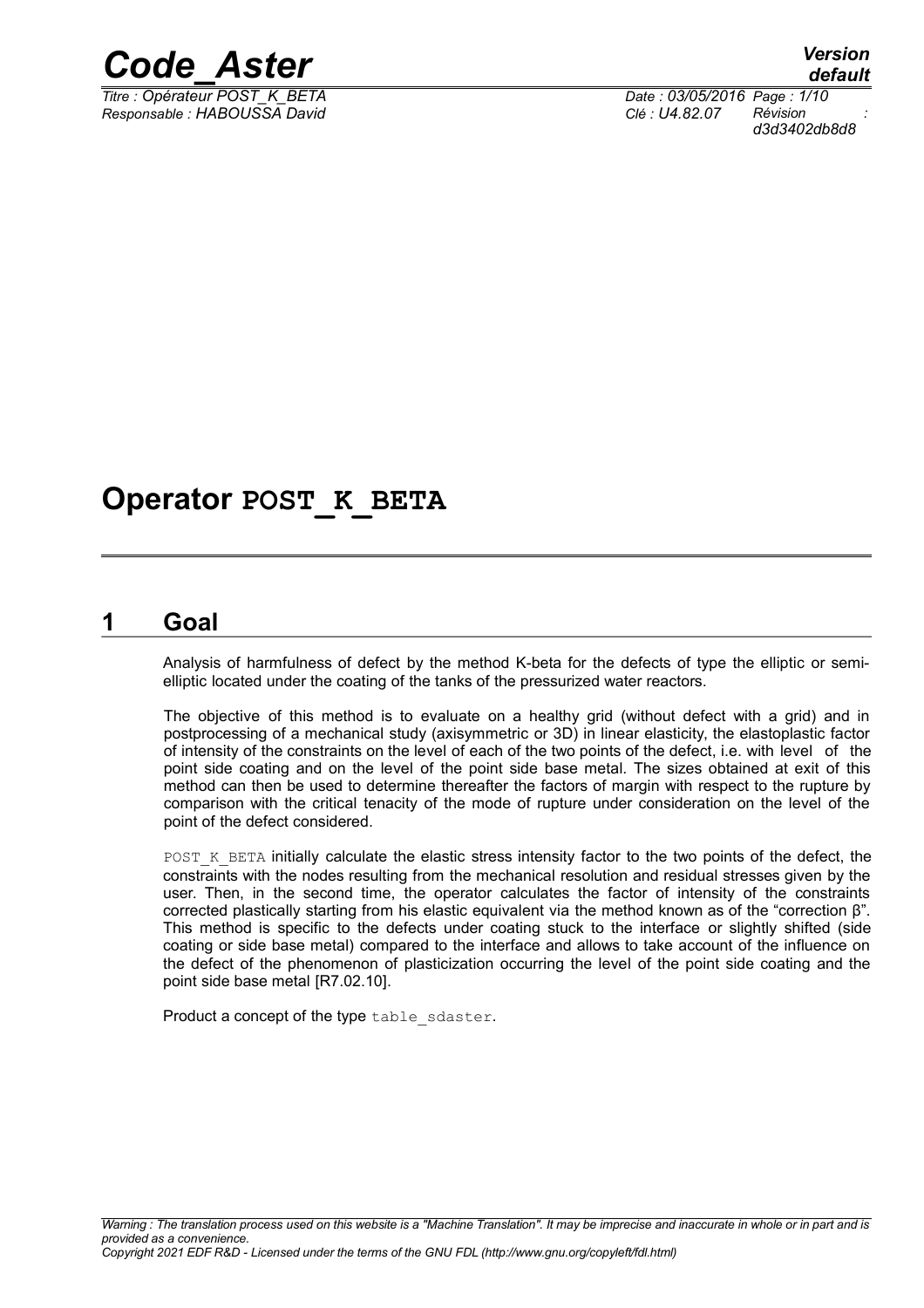# Operator POST_K_BETA

## 1 Goal

Analysis of harmfulness of defect by the method K-beta for the defects of type the elliptic or semi-elliptic located under the coating of the tanks of the pressurized water reactors.

The objective of this method is to evaluate on a healthy grid (without defect with a grid) and in postprocessing of a mechanical study (axisymmetric or 3D) in linear elasticity, the elastoplastic factor of intensity of the constraints on the level of each of the two points of the defect, i.e. with level of the point side coating and on the level of the point side base metal. The sizes obtained at exit of this method can then be used to determine thereafter the factors of margin with respect to the rupture by comparison with the critical tenacity of the mode of rupture under consideration on the level of the point of the defect considered.

POST_K_BETA initially calculate the elastic stress intensity factor to the two points of the defect, the constraints with the nodes resulting from the mechanical resolution and residual stresses given by the user. Then, in the second time, the operator calculates the factor of intensity of the constraints corrected plastically starting from his elastic equivalent via the method known as of the "correction β". This method is specific to the defects under coating stuck to the interface or slightly shifted (side coating or side base metal) compared to the interface and allows to take account of the influence on the defect of the phenomenon of plasticization occurring the level of the point side coating and the point side base metal [R7.02.10].

Product a concept of the type table_sdaster.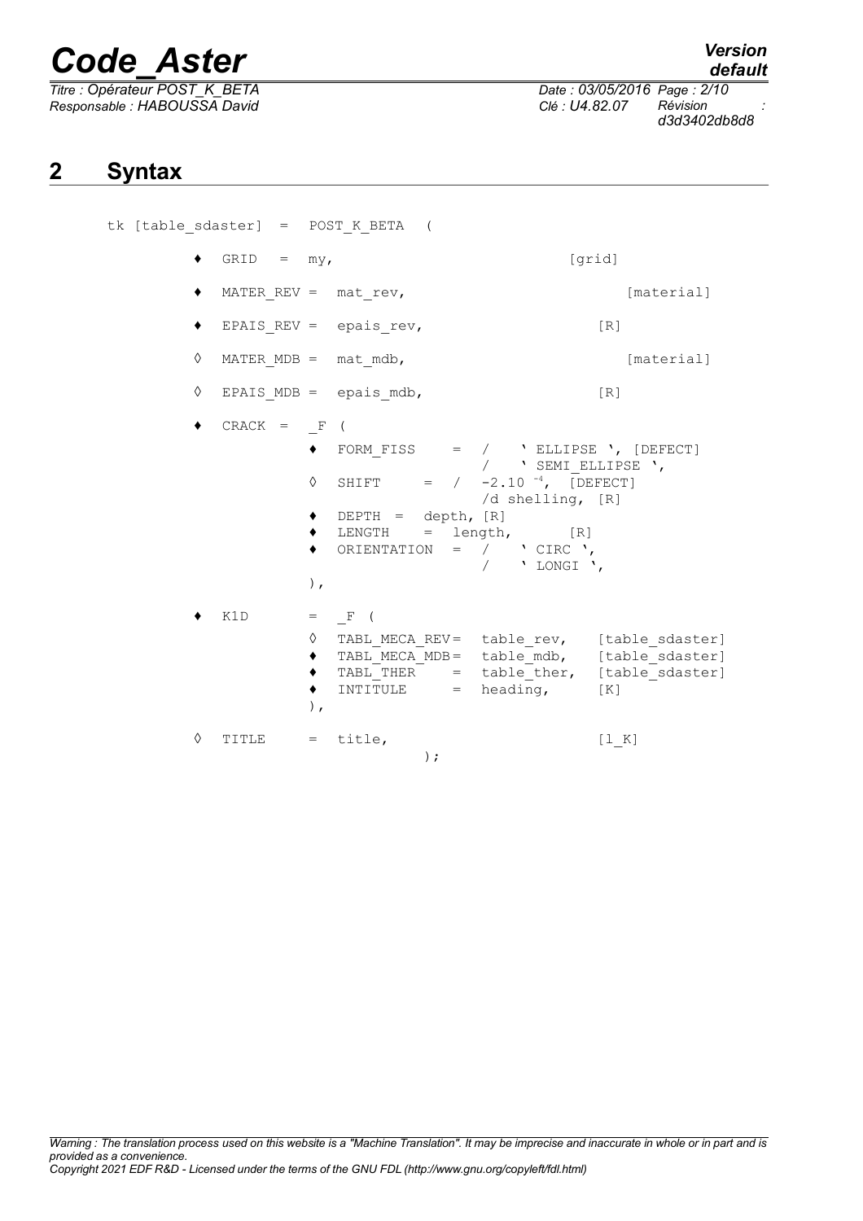## 2 Syntax

```
tk [table_sdaster] = POST_K_BETA (

     ♦  GRID   =  my,                              [grid]

     ♦  MATER_REV =  mat_rev,                          [material]

     ♦  EPAIS_REV =  epais_rev,                     [R]

     ◊  MATER_MDB =  mat_mdb,                          [material]

     ◊  EPAIS_MDB =  epais_mdb,                     [R]

     ♦  CRACK  =  _F (
                   ♦  FORM_FISS    =  /   ' ELLIPSE ', [DEFECT]
                                      /   ' SEMI_ELLIPSE ',
                   ◊  SHIFT      =  /  -2.10 -4,  [DEFECT]
                                      /d shelling, [R]
                   ♦  DEPTH  =  depth, [R]
                   ♦  LENGTH    =  length,      [R]
                   ♦  ORIENTATION  =  /    ' CIRC ',
                                      /    ' LONGI ',
                 ),

     ♦  K1D      =  _F (
                   ◊  TABL_MECA_REV=  table_rev,   [table_sdaster]
                   ♦  TABL_MECA_MDB=  table_mdb,   [table_sdaster]
                   ♦  TABL_THER    =  table_ther,  [table_sdaster]
                   ♦  INTITULE     =  heading,     [K]
                 ),

     ◊  TITLE     =  title,                         [l_K]
                          );
```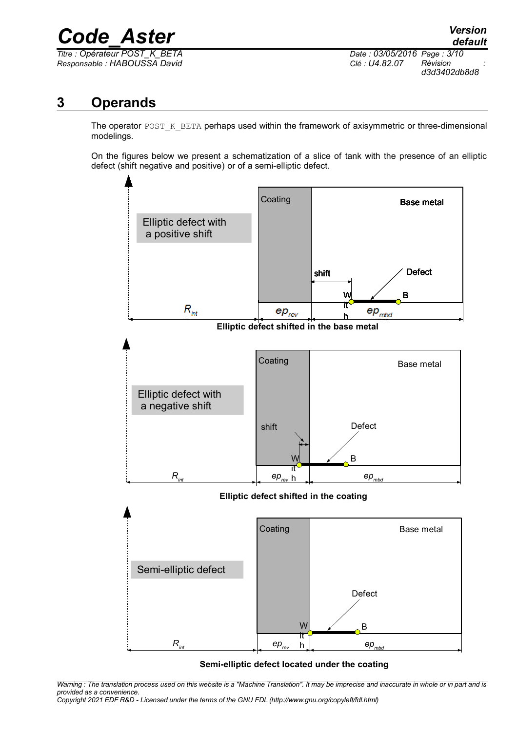# 3 Operands

The operator `POST_K_BETA` perhaps used within the framework of axisymmetric or three-dimensional modelings.

On the figures below we present a schematization of a slice of tank with the presence of an elliptic defect (shift negative and positive) or of a semi-elliptic defect.

Coating

Base metal

Elliptic defect with a positive shift

shift

Defect

With

B

$R_{int}$

$ep_{rev}$

$ep_{mbd}$

**Elliptic defect shifted in the base metal**

Coating

Base metal

Elliptic defect with a negative shift

shift

Defect

With

B

$R_{int}$

$ep_{rev}$

$ep_{mbd}$

**Elliptic defect shifted in the coating**

Coating

Base metal

Semi-elliptic defect

Defect

With

B

$R_{int}$

$ep_{rev}$

$ep_{mbd}$

**Semi-elliptic defect located under the coating**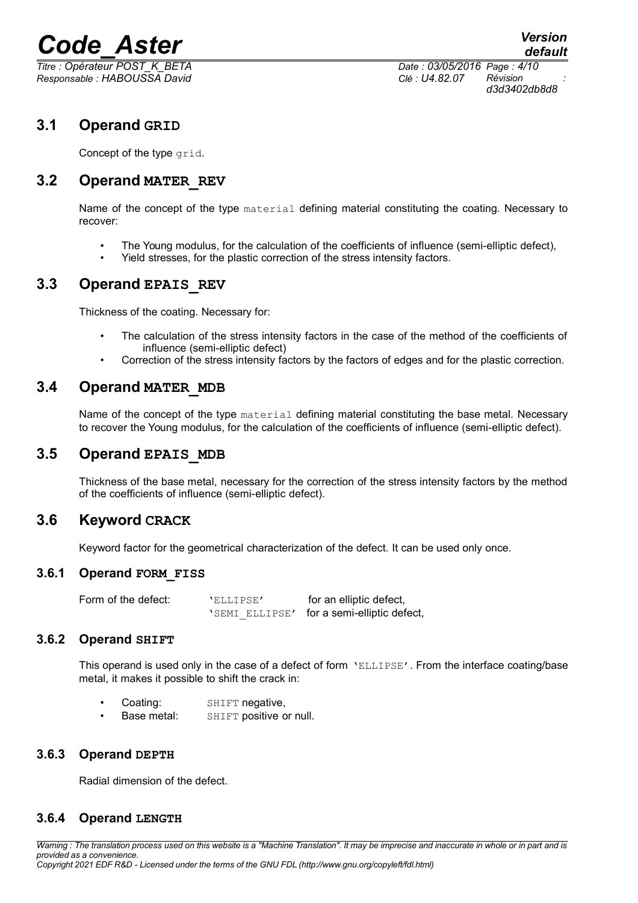## 3.1 Operand GRID

Concept of the type grid.

## 3.2 Operand MATER_REV

Name of the concept of the type material defining material constituting the coating. Necessary to recover:

- The Young modulus, for the calculation of the coefficients of influence (semi-elliptic defect),
- Yield stresses, for the plastic correction of the stress intensity factors.

## 3.3 Operand EPAIS_REV

Thickness of the coating. Necessary for:

- The calculation of the stress intensity factors in the case of the method of the coefficients of influence (semi-elliptic defect)
- Correction of the stress intensity factors by the factors of edges and for the plastic correction.

## 3.4 Operand MATER_MDB

Name of the concept of the type material defining material constituting the base metal. Necessary to recover the Young modulus, for the calculation of the coefficients of influence (semi-elliptic defect).

## 3.5 Operand EPAIS_MDB

Thickness of the base metal, necessary for the correction of the stress intensity factors by the method of the coefficients of influence (semi-elliptic defect).

## 3.6 Keyword CRACK

Keyword factor for the geometrical characterization of the defect. It can be used only once.

### 3.6.1 Operand FORM_FISS

| | | |
|---|---|---|
| Form of the defect: | 'ELLIPSE' | for an elliptic defect, |
| | 'SEMI_ELLIPSE' | for a semi-elliptic defect, |

### 3.6.2 Operand SHIFT

This operand is used only in the case of a defect of form 'ELLIPSE'. From the interface coating/base metal, it makes it possible to shift the crack in:

- Coating: SHIFT negative,
- Base metal: SHIFT positive or null.

### 3.6.3 Operand DEPTH

Radial dimension of the defect.

### 3.6.4 Operand LENGTH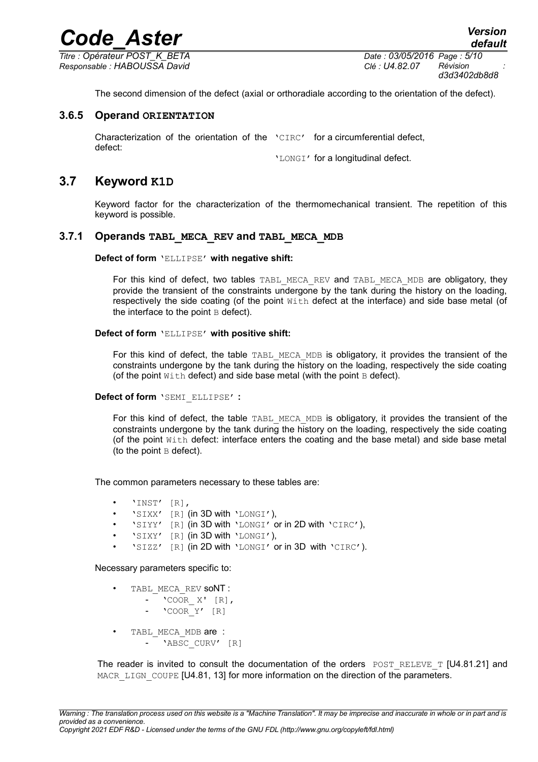The second dimension of the defect (axial or orthoradiale according to the orientation of the defect).

### 3.6.5 Operand ORIENTATION

Characterization of the orientation of the defect: 'CIRC' for a circumferential defect,

'LONGI' for a longitudinal defect.

## 3.7 Keyword K1D

Keyword factor for the characterization of the thermomechanical transient. The repetition of this keyword is possible.

### 3.7.1 Operands TABL_MECA_REV and TABL_MECA_MDB

**Defect of form 'ELLIPSE' with negative shift:**

For this kind of defect, two tables TABL_MECA_REV and TABL_MECA_MDB are obligatory, they provide the transient of the constraints undergone by the tank during the history on the loading, respectively the side coating (of the point With defect at the interface) and side base metal (of the interface to the point B defect).

**Defect of form 'ELLIPSE' with positive shift:**

For this kind of defect, the table TABL_MECA_MDB is obligatory, it provides the transient of the constraints undergone by the tank during the history on the loading, respectively the side coating (of the point With defect) and side base metal (with the point B defect).

**Defect of form 'SEMI_ELLIPSE' :**

For this kind of defect, the table TABL_MECA_MDB is obligatory, it provides the transient of the constraints undergone by the tank during the history on the loading, respectively the side coating (of the point With defect: interface enters the coating and the base metal) and side base metal (to the point B defect).

The common parameters necessary to these tables are:

- 'INST' [R],
- 'SIXX' [R] (in 3D with 'LONGI'),
- 'SIYY' [R] (in 3D with 'LONGI' or in 2D with 'CIRC'),
- 'SIXY' [R] (in 3D with 'LONGI'),
- 'SIZZ' [R] (in 2D with 'LONGI' or in 3D with 'CIRC').

Necessary parameters specific to:

- TABL_MECA_REV soNT :
  - 'COOR_X' [R],
  - 'COOR_Y' [R]
- TABL_MECA_MDB are :
  - 'ABSC_CURV' [R]

The reader is invited to consult the documentation of the orders POST_RELEVE_T [U4.81.21] and MACR_LIGN_COUPE [U4.81, 13] for more information on the direction of the parameters.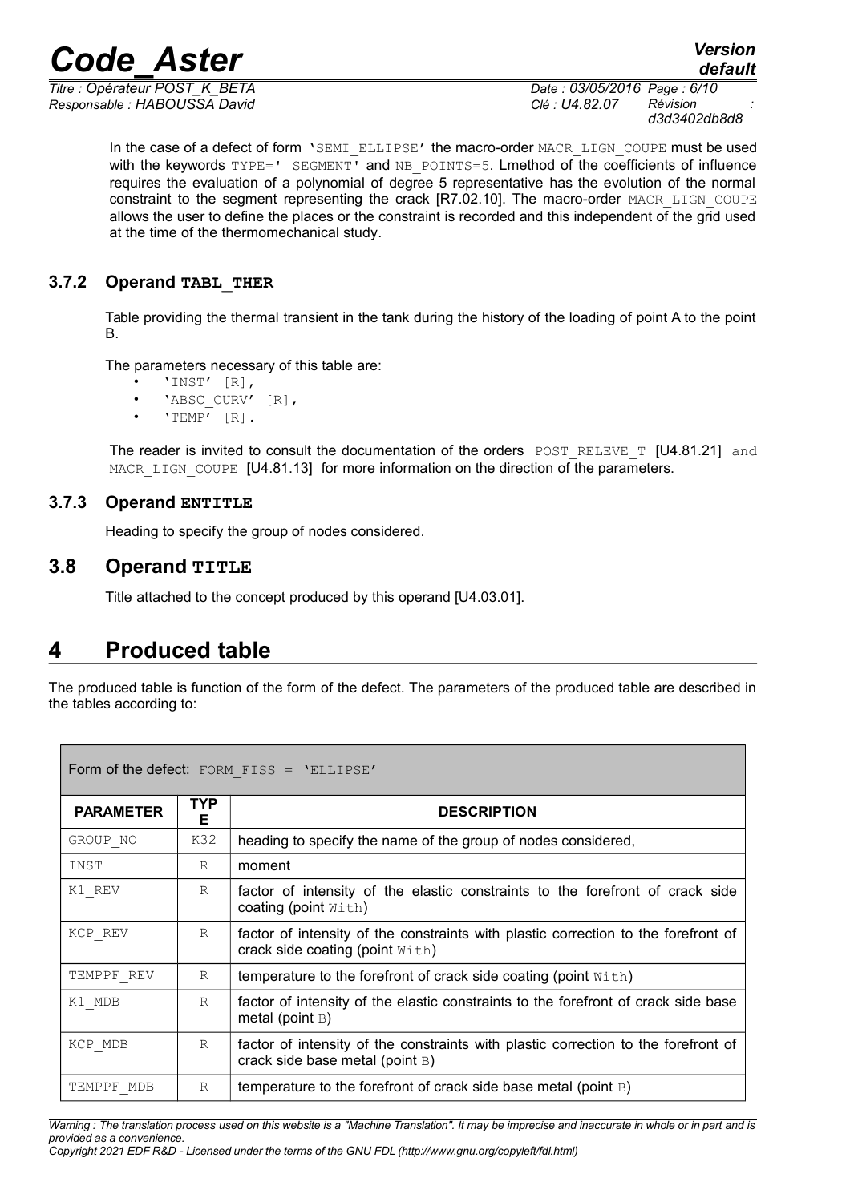In the case of a defect of form 'SEMI_ELLIPSE' the macro-order MACR_LIGN_COUPE must be used with the keywords TYPE=' SEGMENT' and NB_POINTS=5. Lmethod of the coefficients of influence requires the evaluation of a polynomial of degree 5 representative has the evolution of the normal constraint to the segment representing the crack [R7.02.10]. The macro-order MACR_LIGN_COUPE allows the user to define the places or the constraint is recorded and this independent of the grid used at the time of the thermomechanical study.

### 3.7.2 Operand TABL_THER

Table providing the thermal transient in the tank during the history of the loading of point A to the point B.

The parameters necessary of this table are:

- 'INST' [R],
- 'ABSC_CURV' [R],
- 'TEMP' [R].

The reader is invited to consult the documentation of the orders POST_RELEVE_T [U4.81.21] and MACR_LIGN_COUPE [U4.81.13] for more information on the direction of the parameters.

### 3.7.3 Operand ENTITLE

Heading to specify the group of nodes considered.

## 3.8 Operand TITLE

Title attached to the concept produced by this operand [U4.03.01].

# 4 Produced table

The produced table is function of the form of the defect. The parameters of the produced table are described in the tables according to:

| Form of the defect: FORM_FISS = 'ELLIPSE' | | |
|---|---|---|
| **PARAMETER** | **TYPE** | **DESCRIPTION** |
| GROUP_NO | K32 | heading to specify the name of the group of nodes considered, |
| INST | R | moment |
| K1_REV | R | factor of intensity of the elastic constraints to the forefront of crack side coating (point With) |
| KCP_REV | R | factor of intensity of the constraints with plastic correction to the forefront of crack side coating (point With) |
| TEMPPF_REV | R | temperature to the forefront of crack side coating (point With) |
| K1_MDB | R | factor of intensity of the elastic constraints to the forefront of crack side base metal (point B) |
| KCP_MDB | R | factor of intensity of the constraints with plastic correction to the forefront of crack side base metal (point B) |
| TEMPPF_MDB | R | temperature to the forefront of crack side base metal (point B) |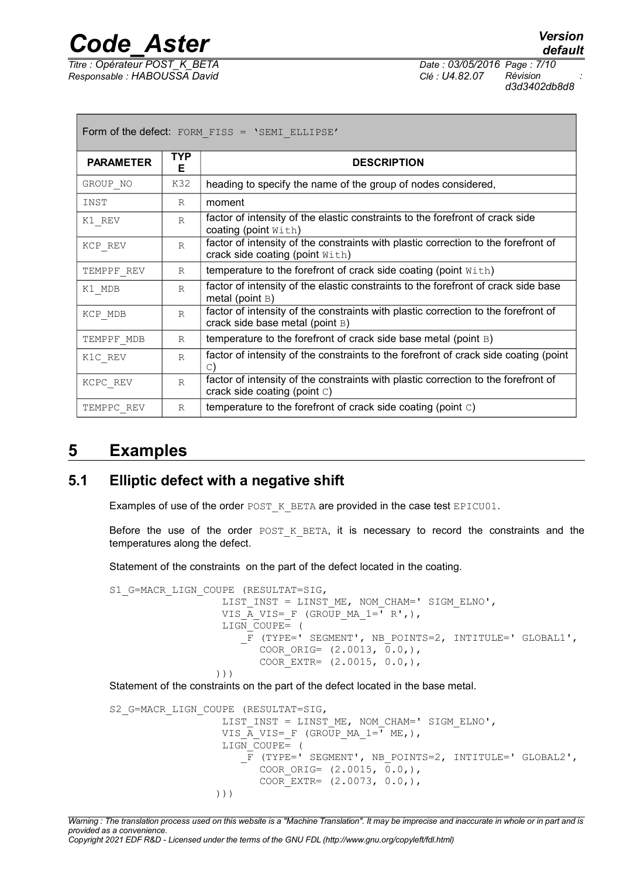| Form of the defect: FORM_FISS = 'SEMI_ELLIPSE' | | |
|---|---|---|
| **PARAMETER** | **TYPE** | **DESCRIPTION** |
| GROUP_NO | K32 | heading to specify the name of the group of nodes considered, |
| INST | R | moment |
| K1_REV | R | factor of intensity of the elastic constraints to the forefront of crack side coating (point With) |
| KCP_REV | R | factor of intensity of the constraints with plastic correction to the forefront of crack side coating (point With) |
| TEMPPF_REV | R | temperature to the forefront of crack side coating (point With) |
| K1_MDB | R | factor of intensity of the elastic constraints to the forefront of crack side base metal (point B) |
| KCP_MDB | R | factor of intensity of the constraints with plastic correction to the forefront of crack side base metal (point B) |
| TEMPPF_MDB | R | temperature to the forefront of crack side base metal (point B) |
| K1C_REV | R | factor of intensity of the constraints to the forefront of crack side coating (point C) |
| KCPC_REV | R | factor of intensity of the constraints with plastic correction to the forefront of crack side coating (point C) |
| TEMPPC_REV | R | temperature to the forefront of crack side coating (point C) |

# 5 Examples

## 5.1 Elliptic defect with a negative shift

Examples of use of the order POST_K_BETA are provided in the case test EPICU01.

Before the use of the order POST_K_BETA, it is necessary to record the constraints and the temperatures along the defect.

Statement of the constraints on the part of the defect located in the coating.

```
S1_G=MACR_LIGN_COUPE (RESULTAT=SIG,
                  LIST_INST = LINST_ME, NOM_CHAM=' SIGM_ELNO',
                  VIS_A_VIS=_F (GROUP_MA_1=' R',),
                  LIGN_COUPE= (
                     _F (TYPE=' SEGMENT', NB_POINTS=2, INTITULE=' GLOBAL1',
                        COOR_ORIG= (2.0013, 0.0,),
                        COOR_EXTR= (2.0015, 0.0,),
                 )))
```

Statement of the constraints on the part of the defect located in the base metal.

```
S2_G=MACR_LIGN_COUPE (RESULTAT=SIG,
                  LIST_INST = LINST_ME, NOM_CHAM=' SIGM_ELNO',
                  VIS_A_VIS=_F (GROUP_MA_1=' ME,),
                  LIGN_COUPE= (
                     _F (TYPE=' SEGMENT', NB_POINTS=2, INTITULE=' GLOBAL2',
                        COOR_ORIG= (2.0015, 0.0,),
                        COOR_EXTR= (2.0073, 0.0,),
                 )))
```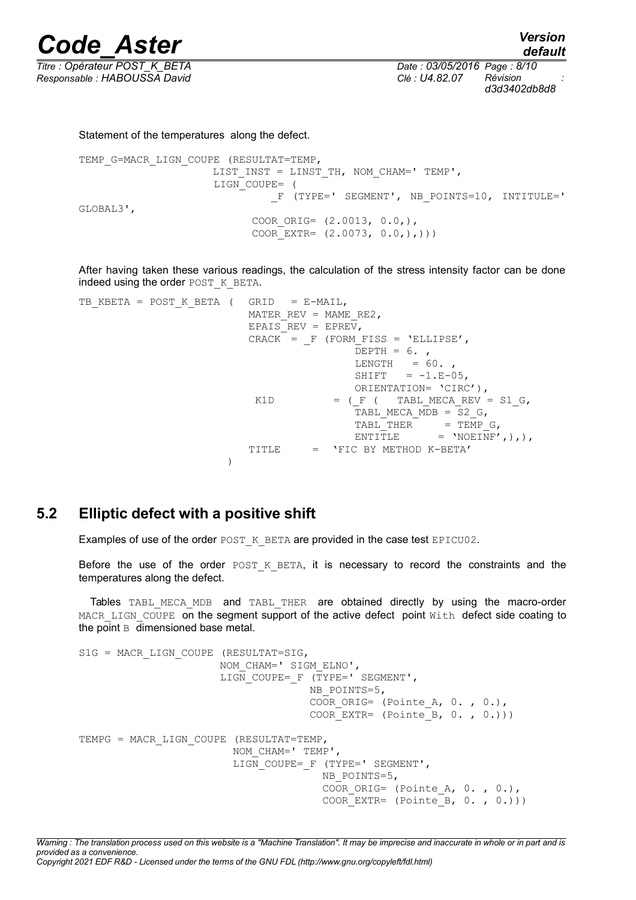Statement of the temperatures along the defect.

```
TEMP_G=MACR_LIGN_COUPE (RESULTAT=TEMP,
                    LIST_INST = LINST_TH, NOM_CHAM=' TEMP',
                    LIGN_COUPE= (
                          _F (TYPE=' SEGMENT', NB_POINTS=10, INTITULE='
GLOBAL3',
                         COOR_ORIG= (2.0013, 0.0,),
                         COOR_EXTR= (2.0073, 0.0,),)))
```

After having taken these various readings, the calculation of the stress intensity factor can be done indeed using the order POST_K_BETA.

```
TB_KBETA = POST_K_BETA (  GRID   = E-MAIL,
                         MATER_REV = MAME_RE2,
                         EPAIS_REV = EPREV,
                         CRACK  = _F (FORM_FISS = 'ELLIPSE',
                                      DEPTH = 6. ,
                                      LENGTH   = 60. ,
                                      SHIFT    = -1.E-05,
                                      ORIENTATION= 'CIRC'),
                          K1D          = (_F (   TABL_MECA_REV = S1_G,
                                      TABL_MECA_MDB = S2_G,
                                      TABL_THER     = TEMP_G,
                                      ENTITLE      = 'NOEINF',),),
                         TITLE      =  'FIC BY METHOD K-BETA'
                       )
```

## 5.2 Elliptic defect with a positive shift

Examples of use of the order POST_K_BETA are provided in the case test EPICU02.

Before the use of the order POST_K_BETA, it is necessary to record the constraints and the temperatures along the defect.

Tables TABL_MECA_MDB and TABL_THER are obtained directly by using the macro-order MACR_LIGN_COUPE on the segment support of the active defect point With defect side coating to the point B dimensioned base metal.

```
S1G = MACR_LIGN_COUPE (RESULTAT=SIG,
                      NOM_CHAM=' SIGM_ELNO',
                      LIGN_COUPE=_F (TYPE=' SEGMENT',
                                    NB_POINTS=5,
                                    COOR_ORIG= (Pointe_A, 0. , 0.),
                                    COOR_EXTR= (Pointe_B, 0. , 0.)))

TEMPG = MACR_LIGN_COUPE (RESULTAT=TEMP,
                        NOM_CHAM=' TEMP',
                        LIGN_COUPE=_F (TYPE=' SEGMENT',
                                      NB_POINTS=5,
                                      COOR_ORIG= (Pointe_A, 0. , 0.),
                                      COOR_EXTR= (Pointe_B, 0. , 0.)))
```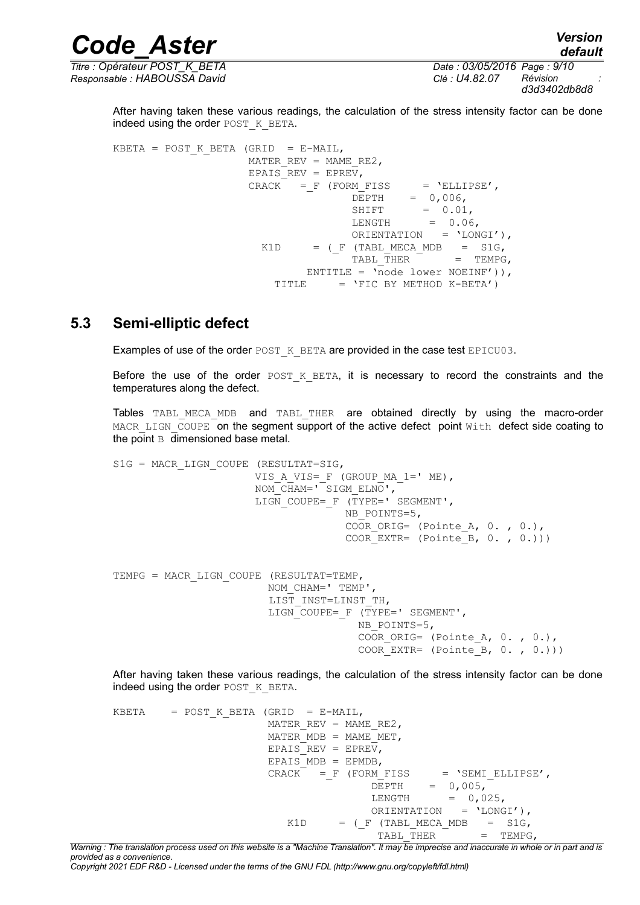After having taken these various readings, the calculation of the stress intensity factor can be done indeed using the order POST_K_BETA.

```
KBETA = POST_K_BETA (GRID  = E-MAIL,
                    MATER_REV = MAME_RE2,
                    EPAIS_REV = EPREV,
                    CRACK   =_F (FORM_FISS     = 'ELLIPSE',
                                 DEPTH    =  0,006,
                                 SHIFT      =  0.01,
                                 LENGTH      =  0.06,
                                 ORIENTATION   = 'LONGI'),
                      K1D     = (_F (TABL_MECA_MDB   =  S1G,
                                 TABL_THER       =  TEMPG,
                             ENTITLE = 'node lower NOEINF')),
                        TITLE     = 'FIC BY METHOD K-BETA')
```

## 5.3 Semi-elliptic defect

Examples of use of the order POST_K_BETA are provided in the case test EPICU03.

Before the use of the order POST_K_BETA, it is necessary to record the constraints and the temperatures along the defect.

Tables TABL_MECA_MDB and TABL_THER are obtained directly by using the macro-order MACR_LIGN_COUPE on the segment support of the active defect point With defect side coating to the point B dimensioned base metal.

```
S1G = MACR_LIGN_COUPE (RESULTAT=SIG,
                      VIS_A_VIS=_F (GROUP_MA_1=' ME),
                      NOM_CHAM=' SIGM_ELNO',
                      LIGN_COUPE=_F (TYPE=' SEGMENT',
                                   NB_POINTS=5,
                                   COOR_ORIG= (Pointe_A, 0. , 0.),
                                   COOR_EXTR= (Pointe_B, 0. , 0.)))


TEMPG = MACR_LIGN_COUPE (RESULTAT=TEMP,
                        NOM_CHAM=' TEMP',
                        LIST_INST=LINST_TH,
                        LIGN_COUPE=_F (TYPE=' SEGMENT',
                                     NB_POINTS=5,
                                     COOR_ORIG= (Pointe_A, 0. , 0.),
                                     COOR_EXTR= (Pointe_B, 0. , 0.)))
```

After having taken these various readings, the calculation of the stress intensity factor can be done indeed using the order POST_K_BETA.

```
KBETA    = POST_K_BETA (GRID  = E-MAIL,
                       MATER_REV = MAME_RE2,
                       MATER_MDB = MAME_MET,
                       EPAIS_REV = EPREV,
                       EPAIS_MDB = EPMDB,
                       CRACK   =_F (FORM_FISS     = 'SEMI_ELLIPSE',
                                    DEPTH    =  0,005,
                                    LENGTH      =  0,025,
                                    ORIENTATION   = 'LONGI'),
                          K1D     = (_F (TABL_MECA_MDB   =  S1G,
                                       TABL_THER       =  TEMPG,
```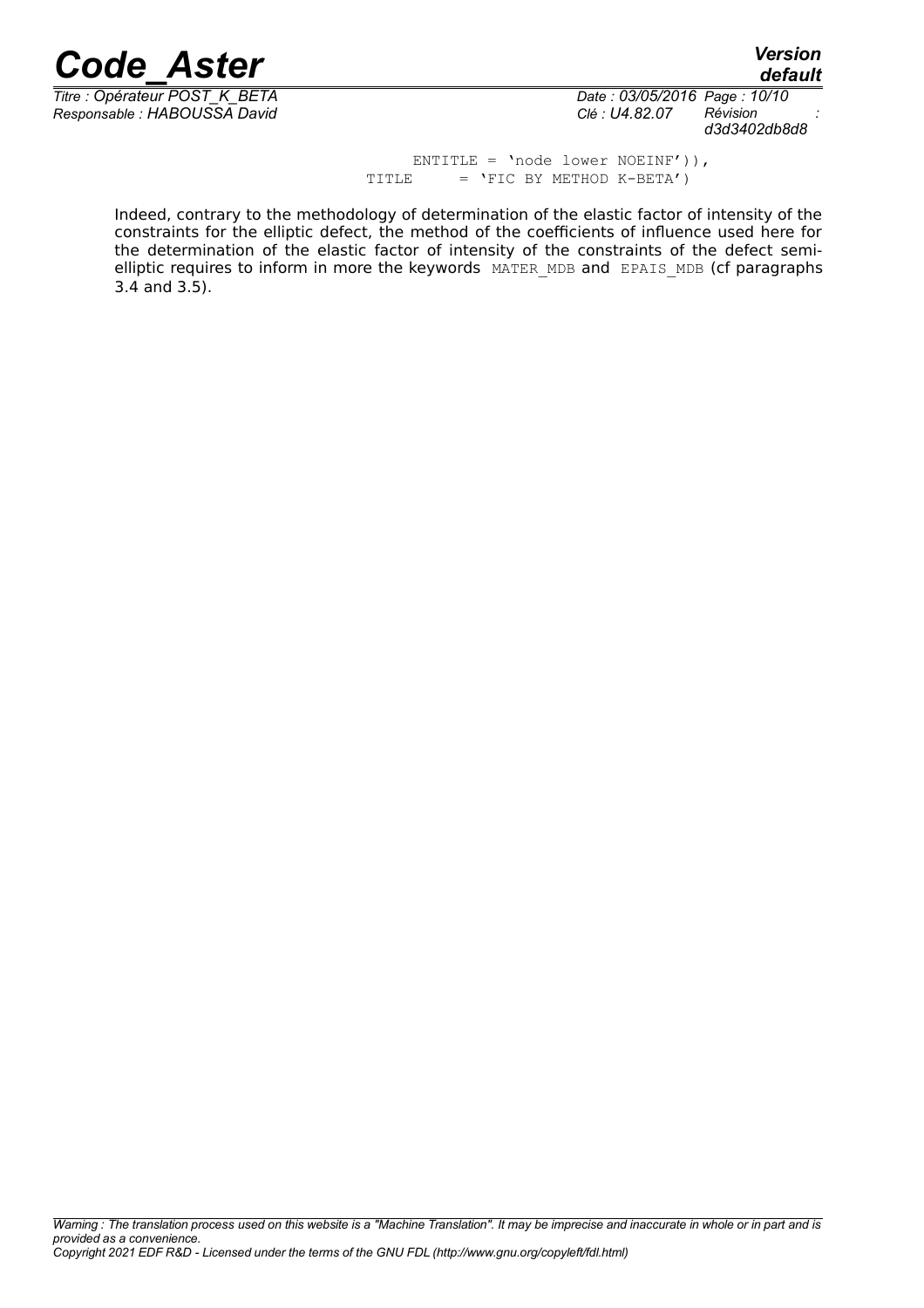```
        ENTITLE = 'node lower NOEINF')),
TITLE      = 'FIC BY METHOD K-BETA')
```

Indeed, contrary to the methodology of determination of the elastic factor of intensity of the constraints for the elliptic defect, the method of the coefficients of influence used here for the determination of the elastic factor of intensity of the constraints of the defect semi-elliptic requires to inform in more the keywords MATER_MDB and EPAIS_MDB (cf paragraphs 3.4 and 3.5).